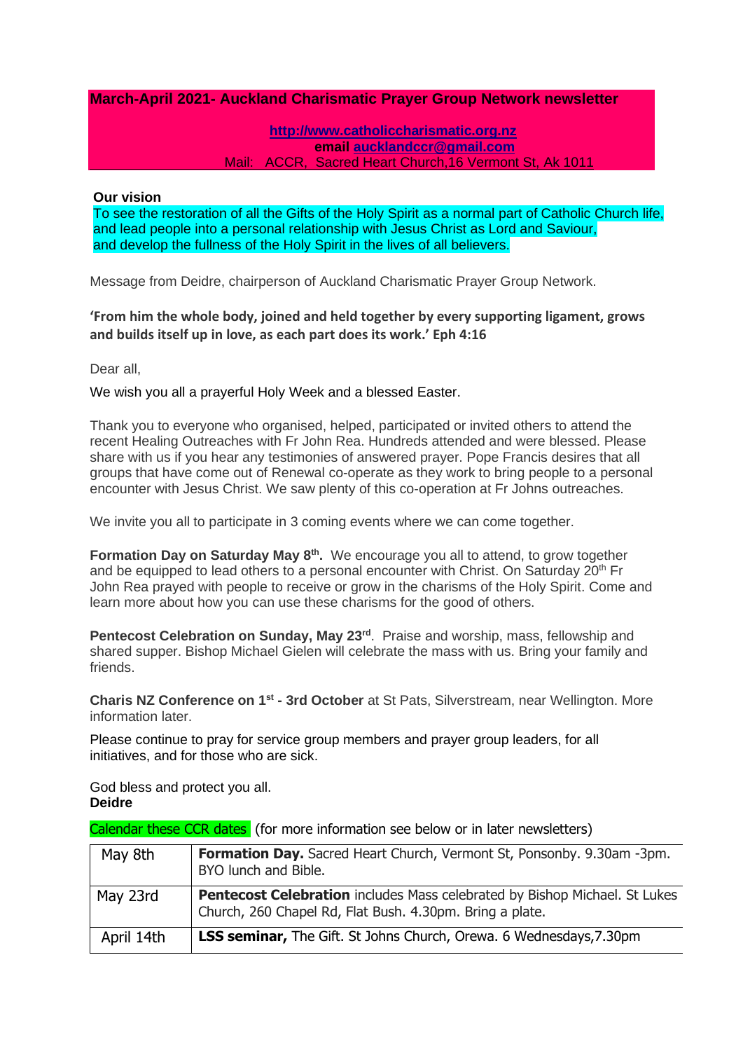## March-April 2021- Auckland Charismatic Prayer Group Network newsletter

**http://www.catholiccharismatic.org.nz**
**email aucklandccr@gmail.com**
Mail: ACCR, Sacred Heart Church,16 Vermont St, Ak 1011

**Our vision**
To see the restoration of all the Gifts of the Holy Spirit as a normal part of Catholic Church life, and lead people into a personal relationship with Jesus Christ as Lord and Saviour, and develop the fullness of the Holy Spirit in the lives of all believers.

Message from Deidre, chairperson of Auckland Charismatic Prayer Group Network.

**'From him the whole body, joined and held together by every supporting ligament, grows and builds itself up in love, as each part does its work.' Eph 4:16**

Dear all,

We wish you all a prayerful Holy Week and a blessed Easter.

Thank you to everyone who organised, helped, participated or invited others to attend the recent Healing Outreaches with Fr John Rea. Hundreds attended and were blessed. Please share with us if you hear any testimonies of answered prayer. Pope Francis desires that all groups that have come out of Renewal co-operate as they work to bring people to a personal encounter with Jesus Christ. We saw plenty of this co-operation at Fr Johns outreaches.

We invite you all to participate in 3 coming events where we can come together.

**Formation Day on Saturday May 8th.** We encourage you all to attend, to grow together and be equipped to lead others to a personal encounter with Christ. On Saturday 20th Fr John Rea prayed with people to receive or grow in the charisms of the Holy Spirit. Come and learn more about how you can use these charisms for the good of others.

**Pentecost Celebration on Sunday, May 23rd**. Praise and worship, mass, fellowship and shared supper. Bishop Michael Gielen will celebrate the mass with us. Bring your family and friends.

**Charis NZ Conference on 1st - 3rd October** at St Pats, Silverstream, near Wellington. More information later.

Please continue to pray for service group members and prayer group leaders, for all initiatives, and for those who are sick.

God bless and protect you all.
**Deidre**

Calendar these CCR dates (for more information see below or in later newsletters)

| | |
|---|---|
| May 8th | **Formation Day.** Sacred Heart Church, Vermont St, Ponsonby. 9.30am -3pm. BYO lunch and Bible. |
| May 23rd | **Pentecost Celebration** includes Mass celebrated by Bishop Michael. St Lukes Church, 260 Chapel Rd, Flat Bush. 4.30pm. Bring a plate. |
| April 14th | **LSS seminar,** The Gift. St Johns Church, Orewa. 6 Wednesdays,7.30pm |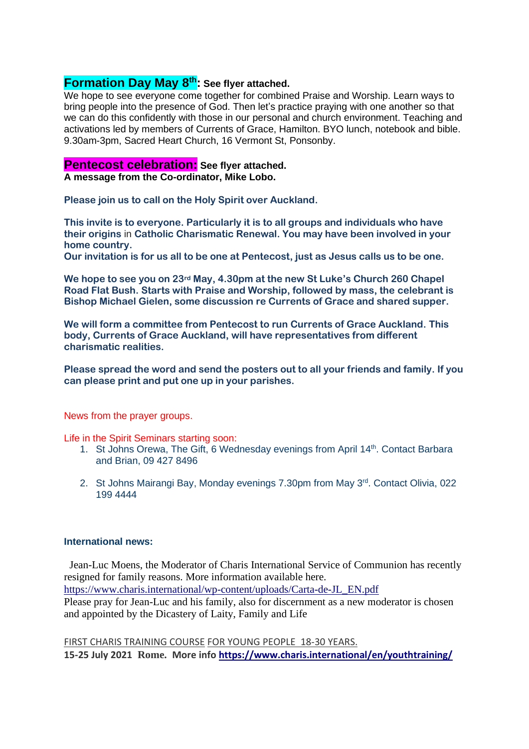## Formation Day May 8th: See flyer attached.

We hope to see everyone come together for combined Praise and Worship. Learn ways to bring people into the presence of God. Then let's practice praying with one another so that we can do this confidently with those in our personal and church environment. Teaching and activations led by members of Currents of Grace, Hamilton. BYO lunch, notebook and bible. 9.30am-3pm, Sacred Heart Church, 16 Vermont St, Ponsonby.

## Pentecost celebration: See flyer attached.

**A message from the Co-ordinator, Mike Lobo.**

**Please join us to call on the Holy Spirit over Auckland.**

**This invite is to everyone. Particularly it is to all groups and individuals who have their origins** in **Catholic Charismatic Renewal. You may have been involved in your home country.**
**Our invitation is for us all to be one at Pentecost, just as Jesus calls us to be one.**

**We hope to see you on 23rd May, 4.30pm at the new St Luke's Church 260 Chapel Road Flat Bush. Starts with Praise and Worship, followed by mass, the celebrant is Bishop Michael Gielen, some discussion re Currents of Grace and shared supper.**

**We will form a committee from Pentecost to run Currents of Grace Auckland. This body, Currents of Grace Auckland, will have representatives from different charismatic realities.**

**Please spread the word and send the posters out to all your friends and family. If you can please print and put one up in your parishes.**

News from the prayer groups.

Life in the Spirit Seminars starting soon:

1. St Johns Orewa, The Gift, 6 Wednesday evenings from April 14th. Contact Barbara and Brian, 09 427 8496
2. St Johns Mairangi Bay, Monday evenings 7.30pm from May 3rd. Contact Olivia, 022 199 4444

**International news:**

Jean-Luc Moens, the Moderator of Charis International Service of Communion has recently resigned for family reasons. More information available here.
https://www.charis.international/wp-content/uploads/Carta-de-JL_EN.pdf
Please pray for Jean-Luc and his family, also for discernment as a new moderator is chosen and appointed by the Dicastery of Laity, Family and Life

FIRST CHARIS TRAINING COURSE FOR YOUNG PEOPLE 18-30 YEARS.
**15-25 July 2021 Rome. More info https://www.charis.international/en/youthtraining/**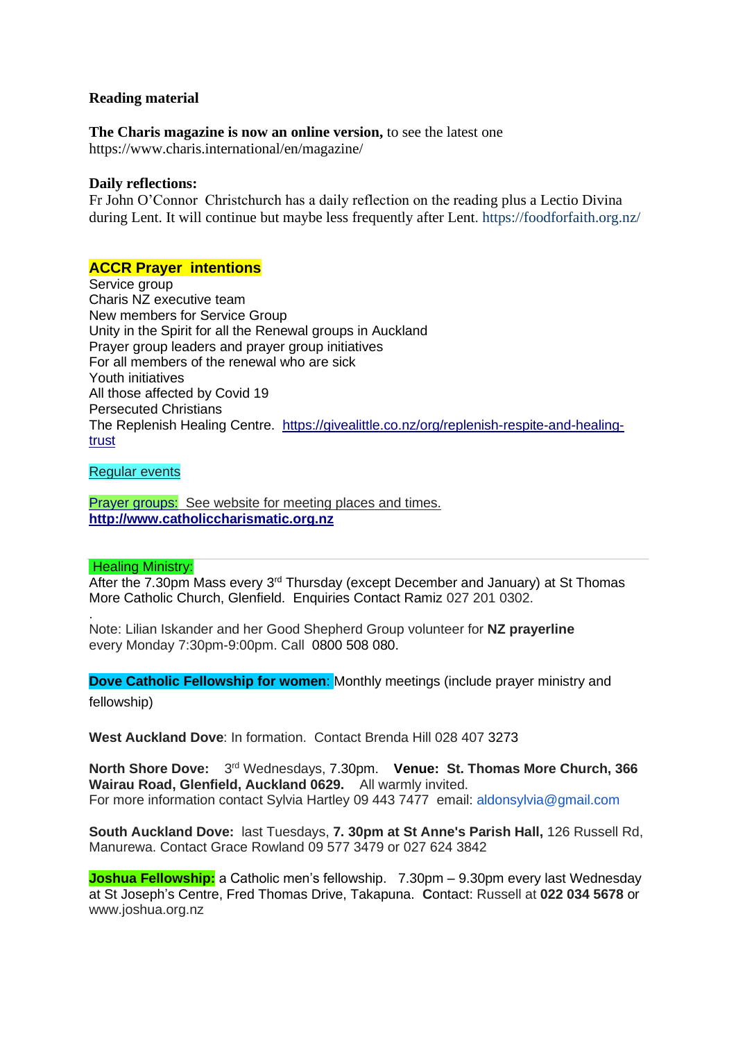**Reading material**

**The Charis magazine is now an online version,** to see the latest one https://www.charis.international/en/magazine/

**Daily reflections:**
Fr John O'Connor Christchurch has a daily reflection on the reading plus a Lectio Divina during Lent. It will continue but maybe less frequently after Lent. https://foodforfaith.org.nz/

**ACCR Prayer intentions**

Service group
Charis NZ executive team
New members for Service Group
Unity in the Spirit for all the Renewal groups in Auckland
Prayer group leaders and prayer group initiatives
For all members of the renewal who are sick
Youth initiatives
All those affected by Covid 19
Persecuted Christians
The Replenish Healing Centre. https://givealittle.co.nz/org/replenish-respite-and-healing-trust

Regular events

Prayer groups: See website for meeting places and times.
**http://www.catholiccharismatic.org.nz**

---

Healing Ministry:
After the 7.30pm Mass every 3rd Thursday (except December and January) at St Thomas More Catholic Church, Glenfield. Enquiries Contact Ramiz 027 201 0302.

.
Note: Lilian Iskander and her Good Shepherd Group volunteer for **NZ prayerline** every Monday 7:30pm-9:00pm. Call 0800 508 080.

**Dove Catholic Fellowship for women**: Monthly meetings (include prayer ministry and fellowship)

**West Auckland Dove**: In formation. Contact Brenda Hill 028 407 3273

**North Shore Dove:** 3rd Wednesdays, 7.30pm. **Venue: St. Thomas More Church, 366 Wairau Road, Glenfield, Auckland 0629.** All warmly invited.
For more information contact Sylvia Hartley 09 443 7477 email: aldonsylvia@gmail.com

**South Auckland Dove:** last Tuesdays, **7. 30pm at St Anne's Parish Hall,** 126 Russell Rd, Manurewa. Contact Grace Rowland 09 577 3479 or 027 624 3842

**Joshua Fellowship:** a Catholic men's fellowship. 7.30pm – 9.30pm every last Wednesday at St Joseph's Centre, Fred Thomas Drive, Takapuna. **C**ontact: Russell at **022 034 5678** or www.joshua.org.nz